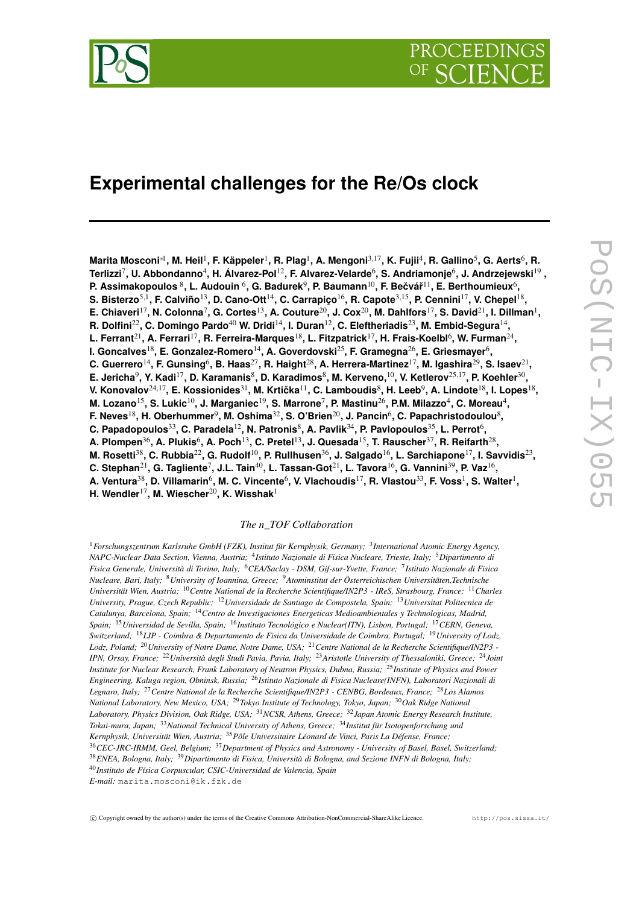# Experimental challenges for the Re/Os clock

**Marita Mosconi**[*1], **M. Heil**[1], **F. Käppeler**[1], **R. Plag**[1], **A. Mengoni**[3,17], **K. Fujii**[4], **R. Gallino**[5], **G. Aerts**[6], **R. Terlizzi**[7], **U. Abbondanno**[4], **H. Álvarez-Pol**[12], **F. Alvarez-Velarde**[6], **S. Andriamonje**[6], **J. Andrzejewski**[19], **P. Assimakopoulos**[8], **L. Audouin**[6], **G. Badurek**[9], **P. Baumann**[10], **F. Bečvář**[11], **E. Berthoumieux**[6], **S. Bisterzo**[5,1], **F. Calviño**[13], **D. Cano-Ott**[14], **C. Carrapiço**[16], **R. Capote**[3,15], **P. Cennini**[17], **V. Chepel**[18], **E. Chiaveri**[17], **N. Colonna**[7], **G. Cortes**[13], **A. Couture**[20], **J. Cox**[20], **M. Dahlfors**[17], **S. David**[21], **I. Dillman**[1], **R. Dolfini**[22], **C. Domingo Pardo**[40] **W. Dridi**[14], **I. Duran**[12], **C. Eleftheriadis**[23], **M. Embid-Segura**[14], **L. Ferrant**[21], **A. Ferrari**[17], **R. Ferreira-Marques**[18], **L. Fitzpatrick**[17], **H. Frais-Koelbl**[6], **W. Furman**[24], **I. Goncalves**[18], **E. Gonzalez-Romero**[14], **A. Goverdovski**[25], **F. Gramegna**[26], **E. Griesmayer**[6], **C. Guerrero**[14], **F. Gunsing**[6], **B. Haas**[27], **R. Haight**[28], **A. Herrera-Martinez**[17], **M. Igashira**[29], **S. Isaev**[21], **E. Jericha**[9], **Y. Kadi**[17], **D. Karamanis**[8], **D. Karadimos**[8], **M. Kerveno**,[10], **V. Ketlerov**[25,17], **P. Koehler**[30], **V. Konovalov**[24,17], **E. Kossionides**[31], **M. Krtička**[11], **C. Lamboudis**[8], **H. Leeb**[9], **A. Lindote**[18], **I. Lopes**[18], **M. Lozano**[15], **S. Lukic**[10], **J. Marganiec**[19], **S. Marrone**[7], **P. Mastinu**[26], **P.M. Milazzo**[4], **C. Moreau**[4], **F. Neves**[18], **H. Oberhummer**[9], **M. Oshima**[32], **S. O'Brien**[20], **J. Pancin**[6], **C. Papachristodoulou**[8], **C. Papadopoulos**[33], **C. Paradela**[12], **N. Patronis**[8], **A. Pavlik**[34], **P. Pavlopoulos**[35], **L. Perrot**[6], **A. Plompen**[36], **A. Plukis**[6], **A. Poch**[13], **C. Pretel**[13], **J. Quesada**[15], **T. Rauscher**[37], **R. Reifarth**[28], **M. Rosetti**[38], **C. Rubbia**[22], **G. Rudolf**[10], **P. Rullhusen**[36], **J. Salgado**[16], **L. Sarchiapone**[17], **I. Savvidis**[23], **C. Stephan**[21], **G. Tagliente**[7], **J.L. Tain**[40], **L. Tassan-Got**[21], **L. Tavora**[16], **G. Vannini**[39], **P. Vaz**[16], **A. Ventura**[38], **D. Villamarin**[6], **M. C. Vincente**[6], **V. Vlachoudis**[17], **R. Vlastou**[33], **F. Voss**[1], **S. Walter**[1], **H. Wendler**[17], **M. Wiescher**[20], **K. Wisshak**[1]

*The n_TOF Collaboration*

[1]*Forschungszentrum Karlsruhe GmbH (FZK), Institut für Kernphysik, Germany;* [3]*International Atomic Energy Agency, NAPC-Nuclear Data Section, Vienna, Austria;* [4]*Istituto Nazionale di Fisica Nucleare, Trieste, Italy;* [5]*Dipartimento di Fisica Generale, Università di Torino, Italy;* [6]*CEA/Saclay - DSM, Gif-sur-Yvette, France;* [7]*Istituto Nazionale di Fisica Nucleare, Bari, Italy;* [8]*University of Ioannina, Greece;* [9]*Atominstitut der Österreichischen Universitäten,Technische Universität Wien, Austria;* [10]*Centre National de la Recherche Scientifique/IN2P3 - IReS, Strasbourg, France;* [11]*Charles University, Prague, Czech Republic;* [12]*Universidade de Santiago de Compostela, Spain;* [13]*Universitat Politecnica de Catalunya, Barcelona, Spain;* [14]*Centro de Investigaciones Energeticas Medioambientales y Technologicas, Madrid, Spain;* [15]*Universidad de Sevilla, Spain;* [16]*Instituto Tecnológico e Nuclear(ITN), Lisbon, Portugal;* [17]*CERN, Geneva, Switzerland;* [18]*LIP - Coimbra & Departamento de Fisica da Universidade de Coimbra, Portugal;* [19]*University of Lodz, Lodz, Poland;* [20]*University of Notre Dame, Notre Dame, USA;* [21]*Centre National de la Recherche Scientifique/IN2P3 - IPN, Orsay, France;* [22]*Università degli Studi Pavia, Pavia, Italy;* [23]*Aristotle University of Thessaloniki, Greece;* [24]*Joint Institute for Nuclear Research, Frank Laboratory of Neutron Physics, Dubna, Russia;* [25]*Institute of Physics and Power Engineering, Kaluga region, Obninsk, Russia;* [26]*Istituto Nazionale di Fisica Nucleare(INFN), Laboratori Nazionali di Legnaro, Italy;* [27]*Centre National de la Recherche Scientifique/IN2P3 - CENBG, Bordeaux, France;* [28]*Los Alamos National Laboratory, New Mexico, USA;* [29]*Tokyo Institute of Technology, Tokyo, Japan;* [30]*Oak Ridge National Laboratory, Physics Division, Oak Ridge, USA;* [31]*NCSR, Athens, Greece;* [32]*Japan Atomic Energy Research Institute, Tokai-mura, Japan;* [33]*National Technical University of Athens, Greece;* [34]*Institut für Isotopenforschung und Kernphysik, Universität Wien, Austria;* [35]*Pôle Universitaire Léonard de Vinci, Paris La Défense, France;* [36]*CEC-JRC-IRMM, Geel, Belgium;* [37]*Department of Physics and Astronomy - University of Basel, Basel, Switzerland;* [38]*ENEA, Bologna, Italy;* [39]*Dipartimento di Fisica, Università di Bologna, and Sezione INFN di Bologna, Italy;* [40]*Instituto de Física Corpuscular, CSIC-Universidad de Valencia, Spain*

*E-mail:* marita.mosconi@ik.fzk.de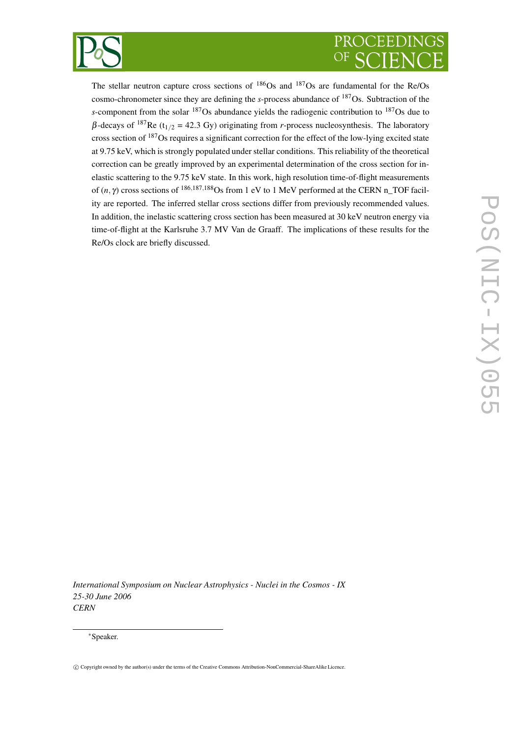The stellar neutron capture cross sections of $^{186}$Os and $^{187}$Os are fundamental for the Re/Os cosmo-chronometer since they are defining the *s*-process abundance of $^{187}$Os. Subtraction of the *s*-component from the solar $^{187}$Os abundance yields the radiogenic contribution to $^{187}$Os due to $\beta$-decays of $^{187}$Re ($t_{1/2}$ = 42.3 Gy) originating from *r*-process nucleosynthesis. The laboratory cross section of $^{187}$Os requires a significant correction for the effect of the low-lying excited state at 9.75 keV, which is strongly populated under stellar conditions. This reliability of the theoretical correction can be greatly improved by an experimental determination of the cross section for inelastic scattering to the 9.75 keV state. In this work, high resolution time-of-flight measurements of $(n,\gamma)$ cross sections of $^{186,187,188}$Os from 1 eV to 1 MeV performed at the CERN n_TOF facility are reported. The inferred stellar cross sections differ from previously recommended values. In addition, the inelastic scattering cross section has been measured at 30 keV neutron energy via time-of-flight at the Karlsruhe 3.7 MV Van de Graaff. The implications of these results for the Re/Os clock are briefly discussed.

*International Symposium on Nuclear Astrophysics - Nuclei in the Cosmos - IX*
*25-30 June 2006*
*CERN*

*Speaker.

© Copyright owned by the author(s) under the terms of the Creative Commons Attribution-NonCommercial-ShareAlike Licence.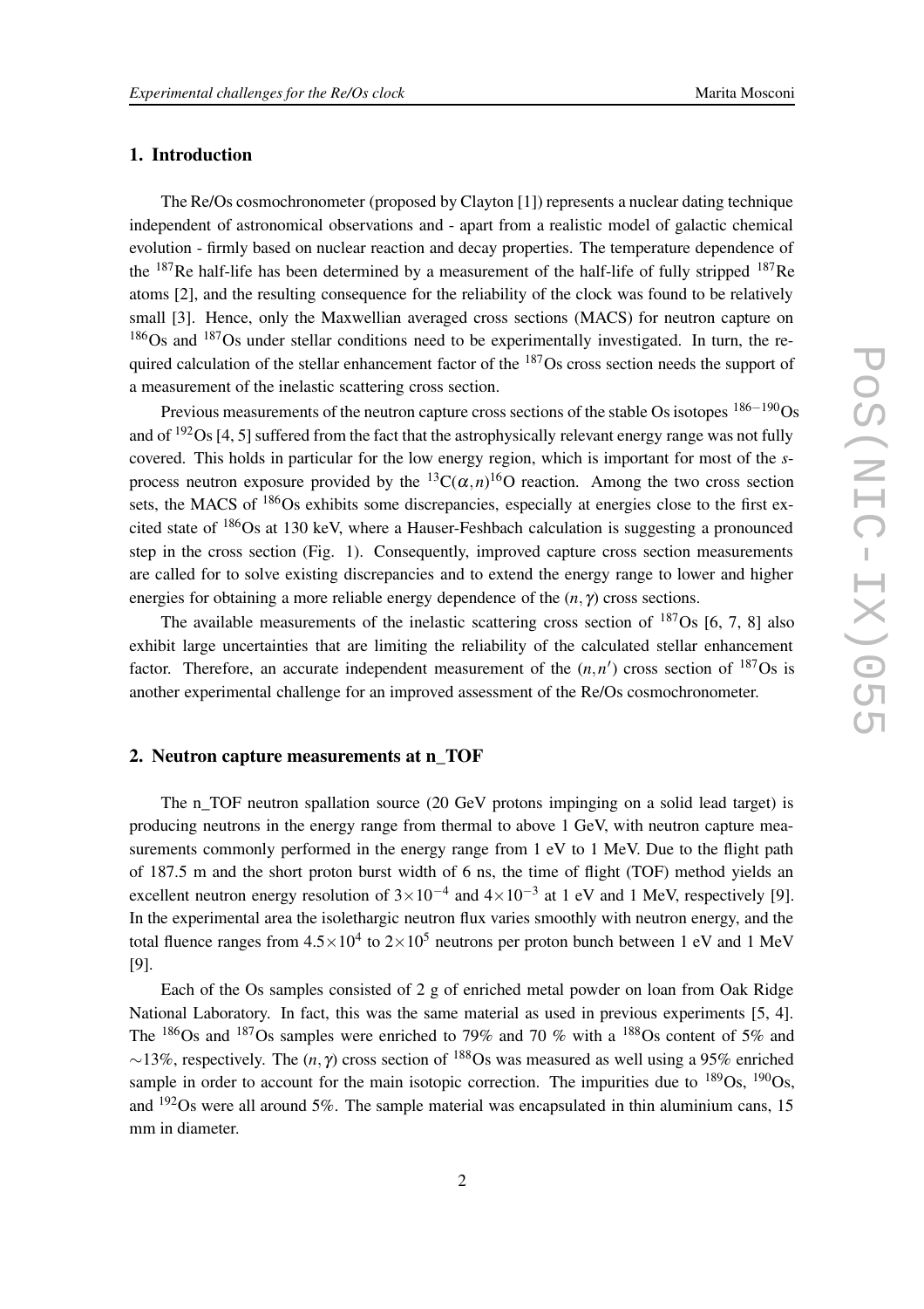## 1. Introduction

The Re/Os cosmochronometer (proposed by Clayton [1]) represents a nuclear dating technique independent of astronomical observations and - apart from a realistic model of galactic chemical evolution - firmly based on nuclear reaction and decay properties. The temperature dependence of the $^{187}$Re half-life has been determined by a measurement of the half-life of fully stripped $^{187}$Re atoms [2], and the resulting consequence for the reliability of the clock was found to be relatively small [3]. Hence, only the Maxwellian averaged cross sections (MACS) for neutron capture on $^{186}$Os and $^{187}$Os under stellar conditions need to be experimentally investigated. In turn, the required calculation of the stellar enhancement factor of the $^{187}$Os cross section needs the support of a measurement of the inelastic scattering cross section.

Previous measurements of the neutron capture cross sections of the stable Os isotopes $^{186-190}$Os and of $^{192}$Os [4, 5] suffered from the fact that the astrophysically relevant energy range was not fully covered. This holds in particular for the low energy region, which is important for most of the *s*-process neutron exposure provided by the $^{13}$C$(\alpha,n)^{16}$O reaction. Among the two cross section sets, the MACS of $^{186}$Os exhibits some discrepancies, especially at energies close to the first excited state of $^{186}$Os at 130 keV, where a Hauser-Feshbach calculation is suggesting a pronounced step in the cross section (Fig. 1). Consequently, improved capture cross section measurements are called for to solve existing discrepancies and to extend the energy range to lower and higher energies for obtaining a more reliable energy dependence of the $(n,\gamma)$ cross sections.

The available measurements of the inelastic scattering cross section of $^{187}$Os [6, 7, 8] also exhibit large uncertainties that are limiting the reliability of the calculated stellar enhancement factor. Therefore, an accurate independent measurement of the $(n,n')$ cross section of $^{187}$Os is another experimental challenge for an improved assessment of the Re/Os cosmochronometer.

## 2. Neutron capture measurements at n_TOF

The n_TOF neutron spallation source (20 GeV protons impinging on a solid lead target) is producing neutrons in the energy range from thermal to above 1 GeV, with neutron capture measurements commonly performed in the energy range from 1 eV to 1 MeV. Due to the flight path of 187.5 m and the short proton burst width of 6 ns, the time of flight (TOF) method yields an excellent neutron energy resolution of $3\times10^{-4}$ and $4\times10^{-3}$ at 1 eV and 1 MeV, respectively [9]. In the experimental area the isolethargic neutron flux varies smoothly with neutron energy, and the total fluence ranges from $4.5\times10^{4}$ to $2\times10^{5}$ neutrons per proton bunch between 1 eV and 1 MeV [9].

Each of the Os samples consisted of 2 g of enriched metal powder on loan from Oak Ridge National Laboratory. In fact, this was the same material as used in previous experiments [5, 4]. The $^{186}$Os and $^{187}$Os samples were enriched to 79% and 70 % with a $^{188}$Os content of 5% and $\sim$13%, respectively. The $(n,\gamma)$ cross section of $^{188}$Os was measured as well using a 95% enriched sample in order to account for the main isotopic correction. The impurities due to $^{189}$Os, $^{190}$Os, and $^{192}$Os were all around 5%. The sample material was encapsulated in thin aluminium cans, 15 mm in diameter.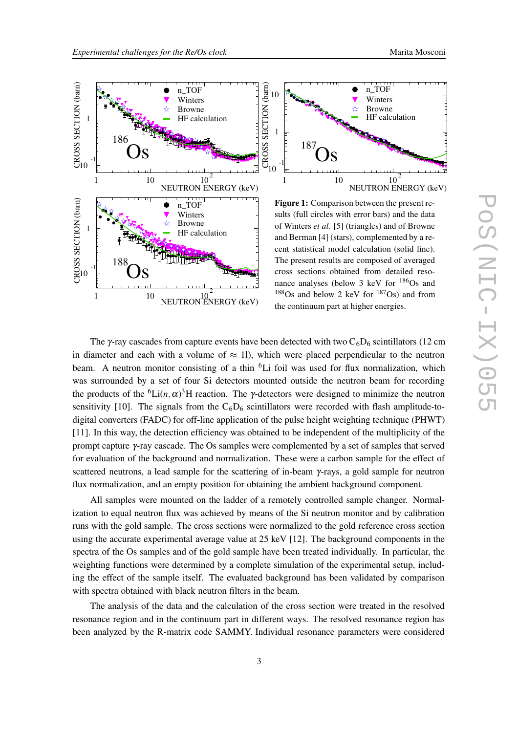**Figure 1:** Comparison between the present results (full circles with error bars) and the data of Winters *et al.* [5] (triangles) and of Browne and Berman [4] (stars), complemented by a recent statistical model calculation (solid line). The present results are composed of averaged cross sections obtained from detailed resonance analyses (below 3 keV for $^{186}$Os and $^{188}$Os and below 2 keV for $^{187}$Os) and from the continuum part at higher energies.

The $\gamma$-ray cascades from capture events have been detected with two $C_6D_6$ scintillators (12 cm in diameter and each with a volume of $\approx$ 1l), which were placed perpendicular to the neutron beam. A neutron monitor consisting of a thin $^6$Li foil was used for flux normalization, which was surrounded by a set of four Si detectors mounted outside the neutron beam for recording the products of the $^6\mathrm{Li}(n,\alpha)^3\mathrm{H}$ reaction. The $\gamma$-detectors were designed to minimize the neutron sensitivity [10]. The signals from the $C_6D_6$ scintillators were recorded with flash amplitude-to-digital converters (FADC) for off-line application of the pulse height weighting technique (PHWT) [11]. In this way, the detection efficiency was obtained to be independent of the multiplicity of the prompt capture $\gamma$-ray cascade. The Os samples were complemented by a set of samples that served for evaluation of the background and normalization. These were a carbon sample for the effect of scattered neutrons, a lead sample for the scattering of in-beam $\gamma$-rays, a gold sample for neutron flux normalization, and an empty position for obtaining the ambient background component.

All samples were mounted on the ladder of a remotely controlled sample changer. Normalization to equal neutron flux was achieved by means of the Si neutron monitor and by calibration runs with the gold sample. The cross sections were normalized to the gold reference cross section using the accurate experimental average value at 25 keV [12]. The background components in the spectra of the Os samples and of the gold sample have been treated individually. In particular, the weighting functions were determined by a complete simulation of the experimental setup, including the effect of the sample itself. The evaluated background has been validated by comparison with spectra obtained with black neutron filters in the beam.

The analysis of the data and the calculation of the cross section were treated in the resolved resonance region and in the continuum part in different ways. The resolved resonance region has been analyzed by the R-matrix code SAMMY. Individual resonance parameters were considered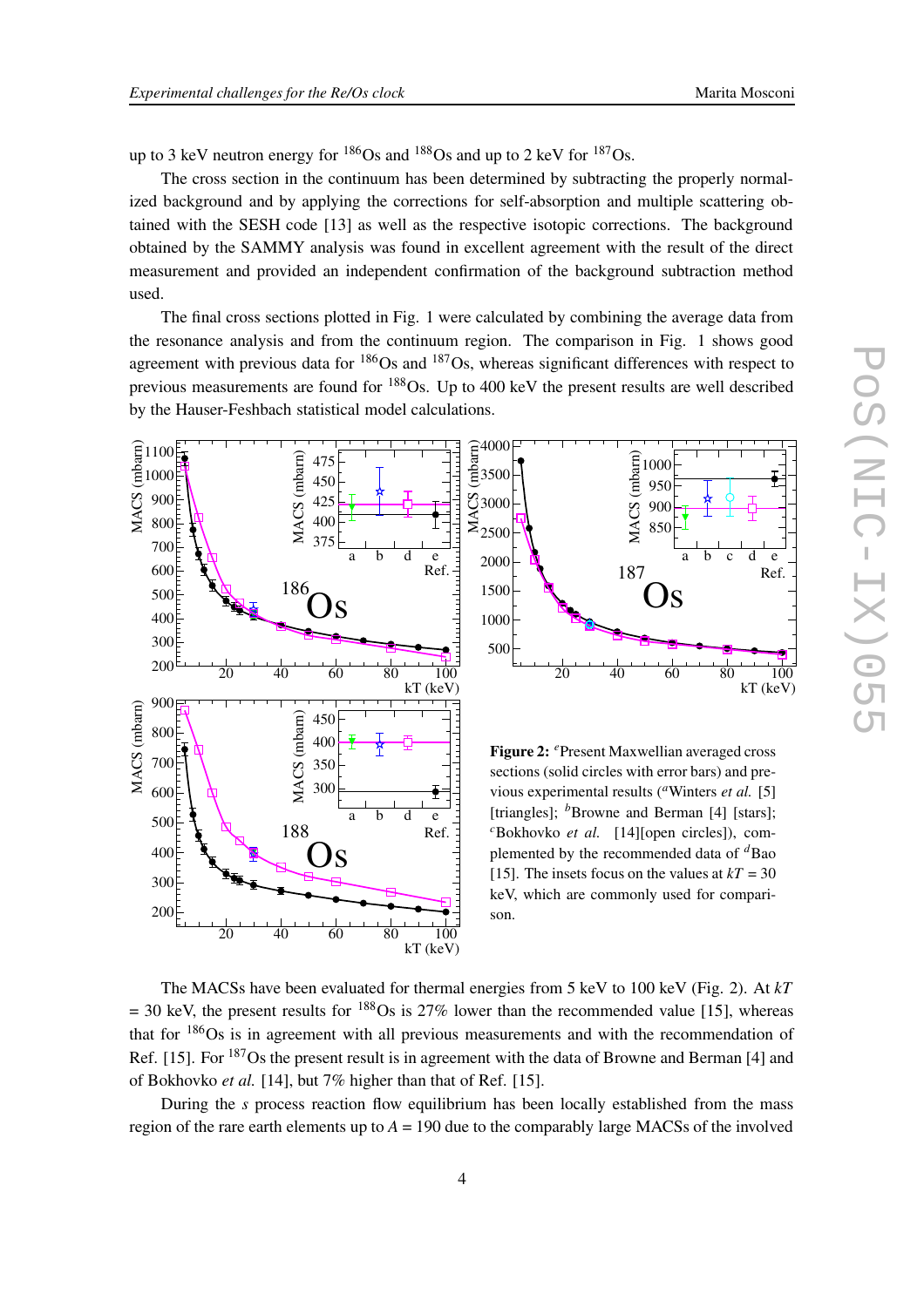up to 3 keV neutron energy for $^{186}$Os and $^{188}$Os and up to 2 keV for $^{187}$Os.

The cross section in the continuum has been determined by subtracting the properly normalized background and by applying the corrections for self-absorption and multiple scattering obtained with the SESH code [13] as well as the respective isotopic corrections. The background obtained by the SAMMY analysis was found in excellent agreement with the result of the direct measurement and provided an independent confirmation of the background subtraction method used.

The final cross sections plotted in Fig. 1 were calculated by combining the average data from the resonance analysis and from the continuum region. The comparison in Fig. 1 shows good agreement with previous data for $^{186}$Os and $^{187}$Os, whereas significant differences with respect to previous measurements are found for $^{188}$Os. Up to 400 keV the present results are well described by the Hauser-Feshbach statistical model calculations.

**Figure 2:** [e]Present Maxwellian averaged cross sections (solid circles with error bars) and previous experimental results ([a]Winters *et al.* [5] [triangles]; [b]Browne and Berman [4] [stars]; [c]Bokhovko *et al.* [14][open circles]), complemented by the recommended data of [d]Bao [15]. The insets focus on the values at $kT$ = 30 keV, which are commonly used for comparison.

The MACSs have been evaluated for thermal energies from 5 keV to 100 keV (Fig. 2). At $kT$ = 30 keV, the present results for $^{188}$Os is 27% lower than the recommended value [15], whereas that for $^{186}$Os is in agreement with all previous measurements and with the recommendation of Ref. [15]. For $^{187}$Os the present result is in agreement with the data of Browne and Berman [4] and of Bokhovko *et al.* [14], but 7% higher than that of Ref. [15].

During the *s* process reaction flow equilibrium has been locally established from the mass region of the rare earth elements up to $A$ = 190 due to the comparably large MACSs of the involved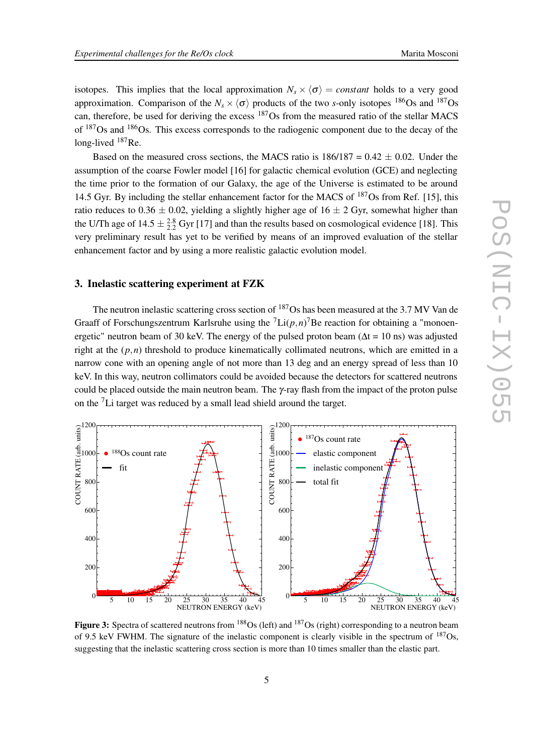isotopes. This implies that the local approximation $N_s \times \langle\sigma\rangle = constant$ holds to a very good approximation. Comparison of the $N_s \times \langle\sigma\rangle$ products of the two *s*-only isotopes $^{186}$Os and $^{187}$Os can, therefore, be used for deriving the excess $^{187}$Os from the measured ratio of the stellar MACS of $^{187}$Os and $^{186}$Os. This excess corresponds to the radiogenic component due to the decay of the long-lived $^{187}$Re.

Based on the measured cross sections, the MACS ratio is 186/187 = 0.42 $\pm$ 0.02. Under the assumption of the coarse Fowler model [16] for galactic chemical evolution (GCE) and neglecting the time prior to the formation of our Galaxy, the age of the Universe is estimated to be around 14.5 Gyr. By including the stellar enhancement factor for the MACS of $^{187}$Os from Ref. [15], this ratio reduces to 0.36 $\pm$ 0.02, yielding a slightly higher age of 16 $\pm$ 2 Gyr, somewhat higher than the U/Th age of 14.5 $\pm^{2.8}_{2.2}$ Gyr [17] and than the results based on cosmological evidence [18]. This very preliminary result has yet to be verified by means of an improved evaluation of the stellar enhancement factor and by using a more realistic galactic evolution model.

## 3. Inelastic scattering experiment at FZK

The neutron inelastic scattering cross section of $^{187}$Os has been measured at the 3.7 MV Van de Graaff of Forschungszentrum Karlsruhe using the $^{7}$Li$(p,n)^{7}$Be reaction for obtaining a "monoenergetic" neutron beam of 30 keV. The energy of the pulsed proton beam ($\Delta$t = 10 ns) was adjusted right at the $(p,n)$ threshold to produce kinematically collimated neutrons, which are emitted in a narrow cone with an opening angle of not more than 13 deg and an energy spread of less than 10 keV. In this way, neutron collimators could be avoided because the detectors for scattered neutrons could be placed outside the main neutron beam. The $\gamma$-ray flash from the impact of the proton pulse on the $^{7}$Li target was reduced by a small lead shield around the target.

**Figure 3:** Spectra of scattered neutrons from $^{188}$Os (left) and $^{187}$Os (right) corresponding to a neutron beam of 9.5 keV FWHM. The signature of the inelastic component is clearly visible in the spectrum of $^{187}$Os, suggesting that the inelastic scattering cross section is more than 10 times smaller than the elastic part.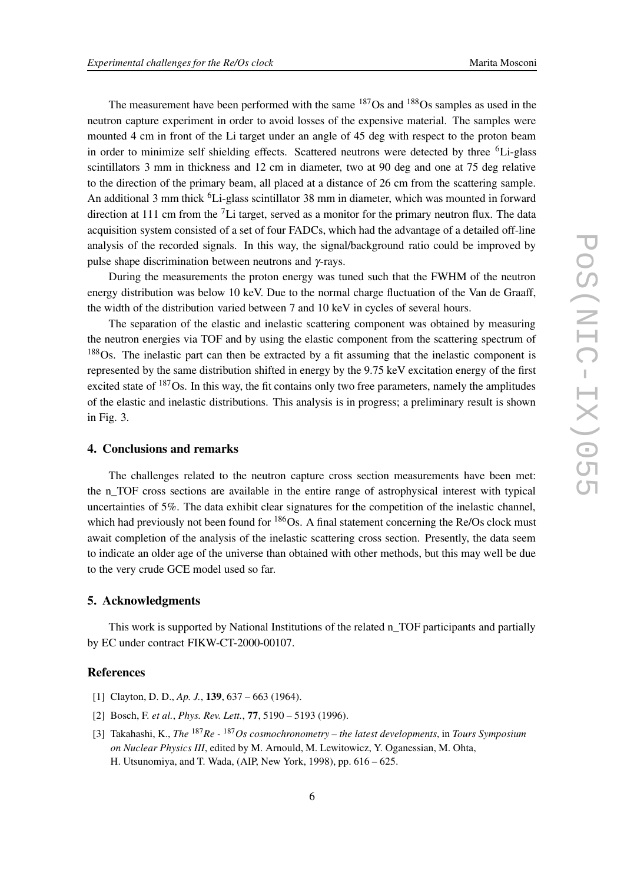The measurement have been performed with the same $^{187}$Os and $^{188}$Os samples as used in the neutron capture experiment in order to avoid losses of the expensive material. The samples were mounted 4 cm in front of the Li target under an angle of 45 deg with respect to the proton beam in order to minimize self shielding effects. Scattered neutrons were detected by three $^{6}$Li-glass scintillators 3 mm in thickness and 12 cm in diameter, two at 90 deg and one at 75 deg relative to the direction of the primary beam, all placed at a distance of 26 cm from the scattering sample. An additional 3 mm thick $^{6}$Li-glass scintillator 38 mm in diameter, which was mounted in forward direction at 111 cm from the $^{7}$Li target, served as a monitor for the primary neutron flux. The data acquisition system consisted of a set of four FADCs, which had the advantage of a detailed off-line analysis of the recorded signals. In this way, the signal/background ratio could be improved by pulse shape discrimination between neutrons and $\gamma$-rays.

During the measurements the proton energy was tuned such that the FWHM of the neutron energy distribution was below 10 keV. Due to the normal charge fluctuation of the Van de Graaff, the width of the distribution varied between 7 and 10 keV in cycles of several hours.

The separation of the elastic and inelastic scattering component was obtained by measuring the neutron energies via TOF and by using the elastic component from the scattering spectrum of $^{188}$Os. The inelastic part can then be extracted by a fit assuming that the inelastic component is represented by the same distribution shifted in energy by the 9.75 keV excitation energy of the first excited state of $^{187}$Os. In this way, the fit contains only two free parameters, namely the amplitudes of the elastic and inelastic distributions. This analysis is in progress; a preliminary result is shown in Fig. 3.

## 4. Conclusions and remarks

The challenges related to the neutron capture cross section measurements have been met: the n_TOF cross sections are available in the entire range of astrophysical interest with typical uncertainties of 5%. The data exhibit clear signatures for the competition of the inelastic channel, which had previously not been found for $^{186}$Os. A final statement concerning the Re/Os clock must await completion of the analysis of the inelastic scattering cross section. Presently, the data seem to indicate an older age of the universe than obtained with other methods, but this may well be due to the very crude GCE model used so far.

## 5. Acknowledgments

This work is supported by National Institutions of the related n_TOF participants and partially by EC under contract FIKW-CT-2000-00107.

## References

[1] Clayton, D. D., *Ap. J.*, **139**, 637 – 663 (1964).

[2] Bosch, F. *et al.*, *Phys. Rev. Lett.*, **77**, 5190 – 5193 (1996).

[3] Takahashi, K., *The $^{187}$Re - $^{187}$Os cosmochronometry – the latest developments*, in *Tours Symposium on Nuclear Physics III*, edited by M. Arnould, M. Lewitowicz, Y. Oganessian, M. Ohta, H. Utsunomiya, and T. Wada, (AIP, New York, 1998), pp. 616 – 625.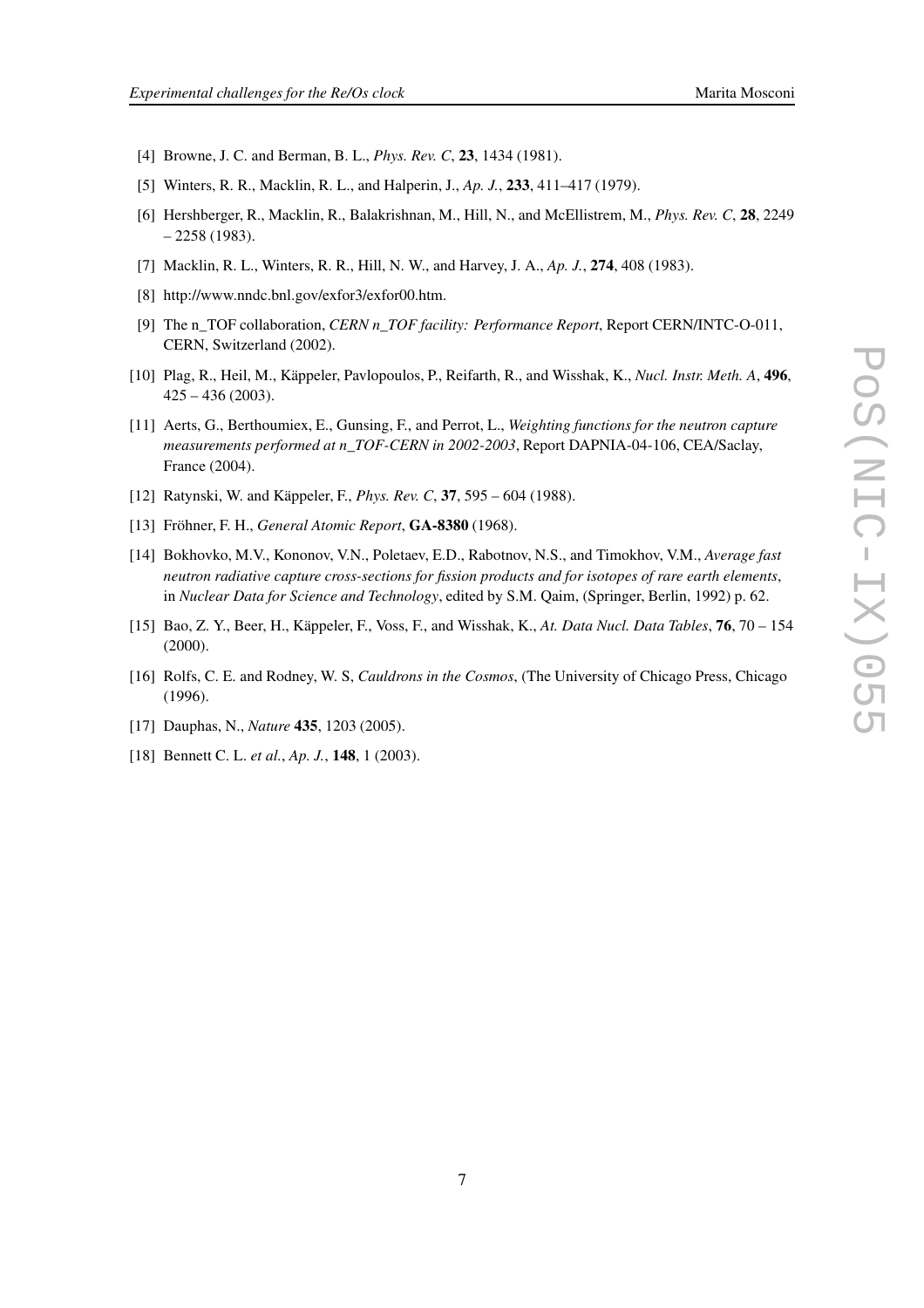[4] Browne, J. C. and Berman, B. L., *Phys. Rev. C*, **23**, 1434 (1981).

[5] Winters, R. R., Macklin, R. L., and Halperin, J., *Ap. J.*, **233**, 411–417 (1979).

[6] Hershberger, R., Macklin, R., Balakrishnan, M., Hill, N., and McEllistrem, M., *Phys. Rev. C*, **28**, 2249 – 2258 (1983).

[7] Macklin, R. L., Winters, R. R., Hill, N. W., and Harvey, J. A., *Ap. J.*, **274**, 408 (1983).

[8] http://www.nndc.bnl.gov/exfor3/exfor00.htm.

[9] The n_TOF collaboration, *CERN n_TOF facility: Performance Report*, Report CERN/INTC-O-011, CERN, Switzerland (2002).

[10] Plag, R., Heil, M., Käppeler, F., Pavlopoulos, P., Reifarth, R., and Wisshak, K., *Nucl. Instr. Meth. A*, **496**, 425 – 436 (2003).

[11] Aerts, G., Berthoumiex, E., Gunsing, F., and Perrot, L., *Weighting functions for the neutron capture measurements performed at n_TOF-CERN in 2002-2003*, Report DAPNIA-04-106, CEA/Saclay, France (2004).

[12] Ratynski, W. and Käppeler, F., *Phys. Rev. C*, **37**, 595 – 604 (1988).

[13] Fröhner, F. H., *General Atomic Report*, **GA-8380** (1968).

[14] Bokhovko, M.V., Kononov, V.N., Poletaev, E.D., Rabotnov, N.S., and Timokhov, V.M., *Average fast neutron radiative capture cross-sections for fission products and for isotopes of rare earth elements*, in *Nuclear Data for Science and Technology*, edited by S.M. Qaim, (Springer, Berlin, 1992) p. 62.

[15] Bao, Z. Y., Beer, H., Käppeler, F., Voss, F., and Wisshak, K., *At. Data Nucl. Data Tables*, **76**, 70 – 154 (2000).

[16] Rolfs, C. E. and Rodney, W. S, *Cauldrons in the Cosmos*, (The University of Chicago Press, Chicago (1996).

[17] Dauphas, N., *Nature* **435**, 1203 (2005).

[18] Bennett C. L. *et al.*, *Ap. J.*, **148**, 1 (2003).